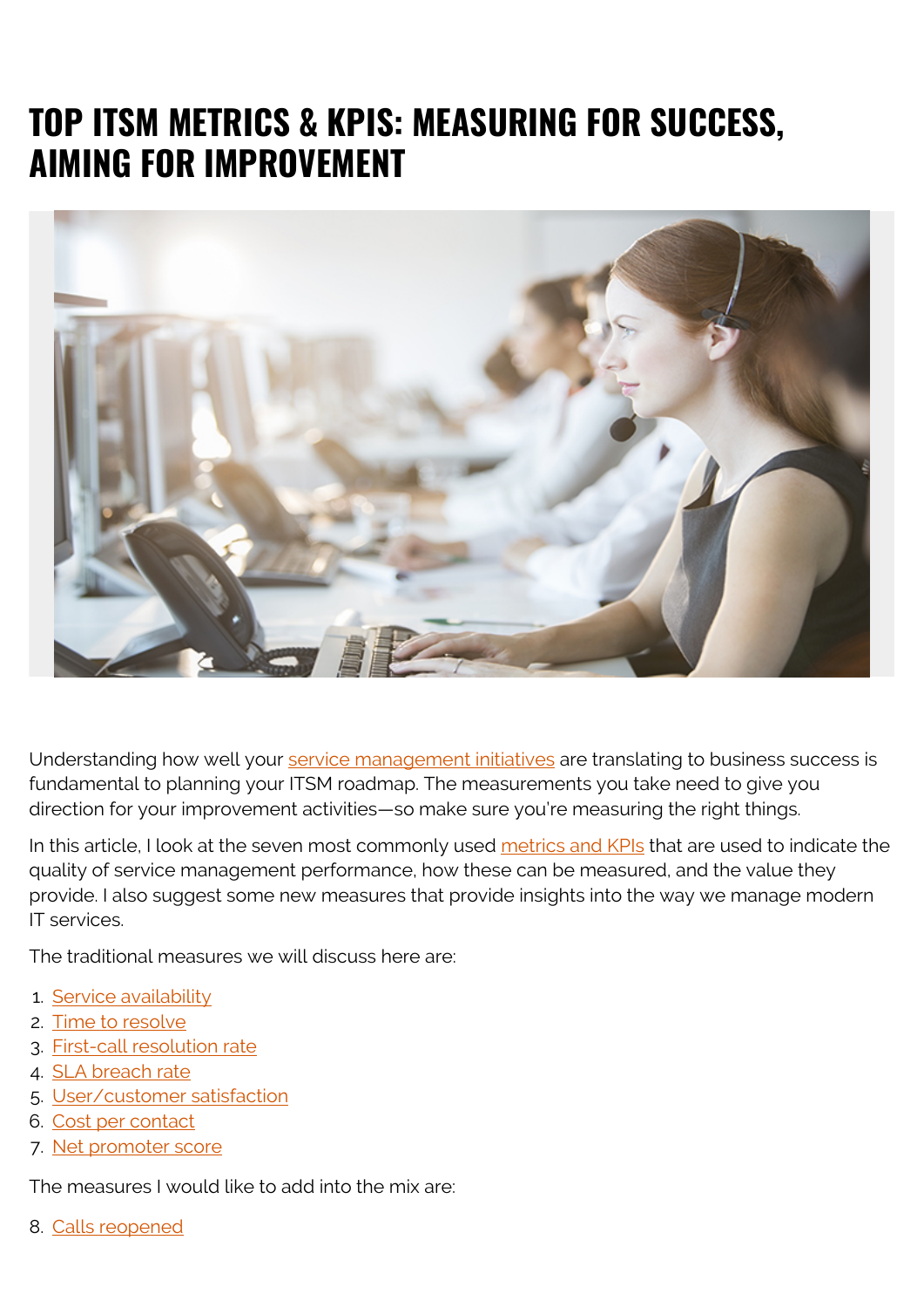# TOP ITSM METRICS & KPIS: MEASURING FOR SUCCESS, AIMING FOR IMPROVEMENT

Understanding how well your service management initiatives are translating to business success is fundamental to planning your ITSM roadmap. The measurements you take need to give you direction for your improvement activities—so make sure you're measuring the right things.

In this article, I look at the seven most commonly used metrics and KPIs that are used to indicate the quality of service management performance, how these can be measured, and the value they provide. I also suggest some new measures that provide insights into the way we manage modern IT services.

The traditional measures we will discuss here are:

1. Service availability
2. Time to resolve
3. First-call resolution rate
4. SLA breach rate
5. User/customer satisfaction
6. Cost per contact
7. Net promoter score

The measures I would like to add into the mix are:

8. Calls reopened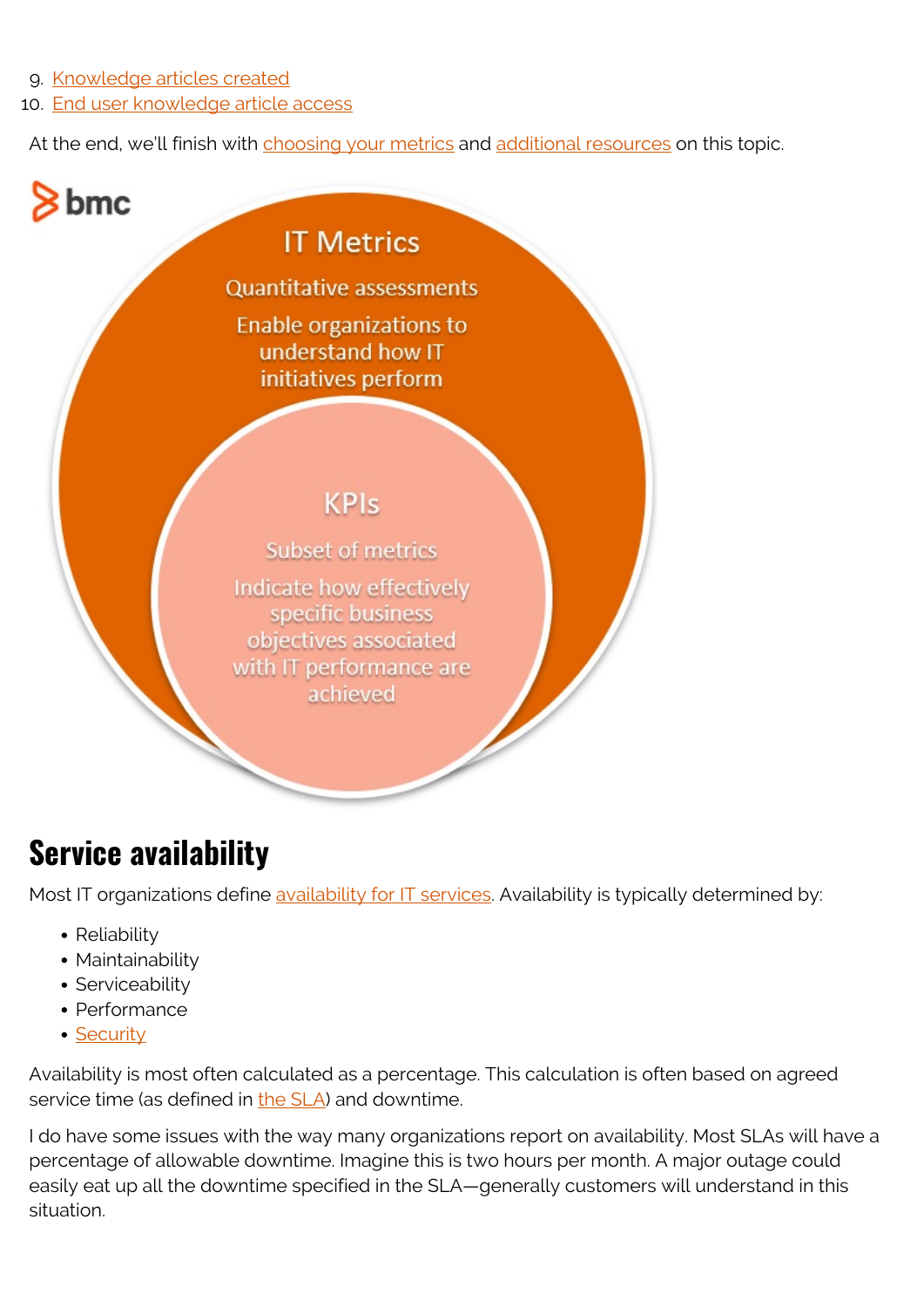9. Knowledge articles created
10. End user knowledge article access

At the end, we'll finish with choosing your metrics and additional resources on this topic.

**IT Metrics**

Quantitative assessments

Enable organizations to understand how IT initiatives perform

**KPIs**

Subset of metrics

Indicate how effectively specific business objectives associated with IT performance are achieved

## Service availability

Most IT organizations define availability for IT services. Availability is typically determined by:

- Reliability
- Maintainability
- Serviceability
- Performance
- Security

Availability is most often calculated as a percentage. This calculation is often based on agreed service time (as defined in the SLA) and downtime.

I do have some issues with the way many organizations report on availability. Most SLAs will have a percentage of allowable downtime. Imagine this is two hours per month. A major outage could easily eat up all the downtime specified in the SLA—generally customers will understand in this situation.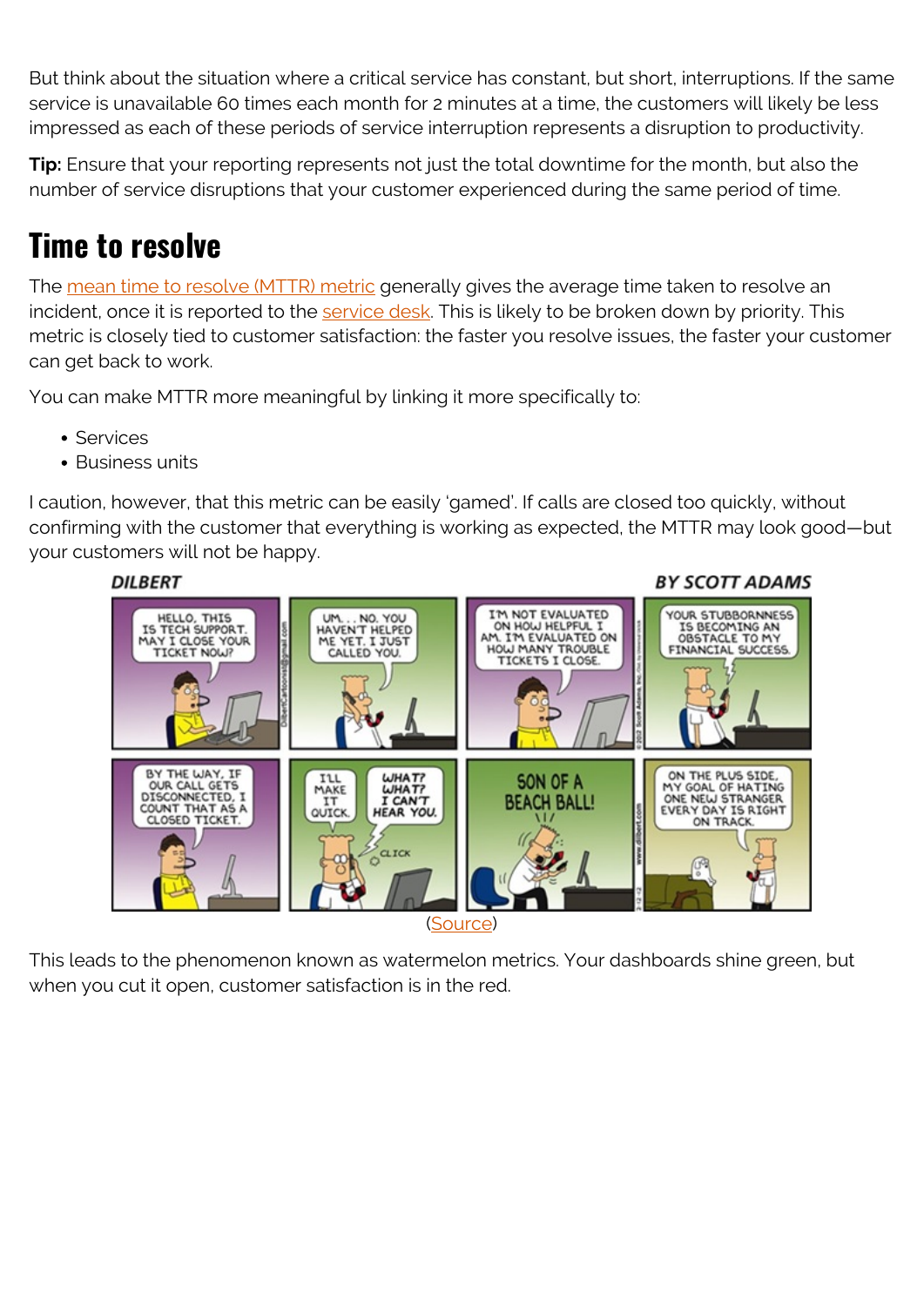But think about the situation where a critical service has constant, but short, interruptions. If the same service is unavailable 60 times each month for 2 minutes at a time, the customers will likely be less impressed as each of these periods of service interruption represents a disruption to productivity.

**Tip:** Ensure that your reporting represents not just the total downtime for the month, but also the number of service disruptions that your customer experienced during the same period of time.

## Time to resolve

The mean time to resolve (MTTR) metric generally gives the average time taken to resolve an incident, once it is reported to the service desk. This is likely to be broken down by priority. This metric is closely tied to customer satisfaction: the faster you resolve issues, the faster your customer can get back to work.

You can make MTTR more meaningful by linking it more specifically to:

- Services
- Business units

I caution, however, that this metric can be easily 'gamed'. If calls are closed too quickly, without confirming with the customer that everything is working as expected, the MTTR may look good—but your customers will not be happy.

(Source)

This leads to the phenomenon known as watermelon metrics. Your dashboards shine green, but when you cut it open, customer satisfaction is in the red.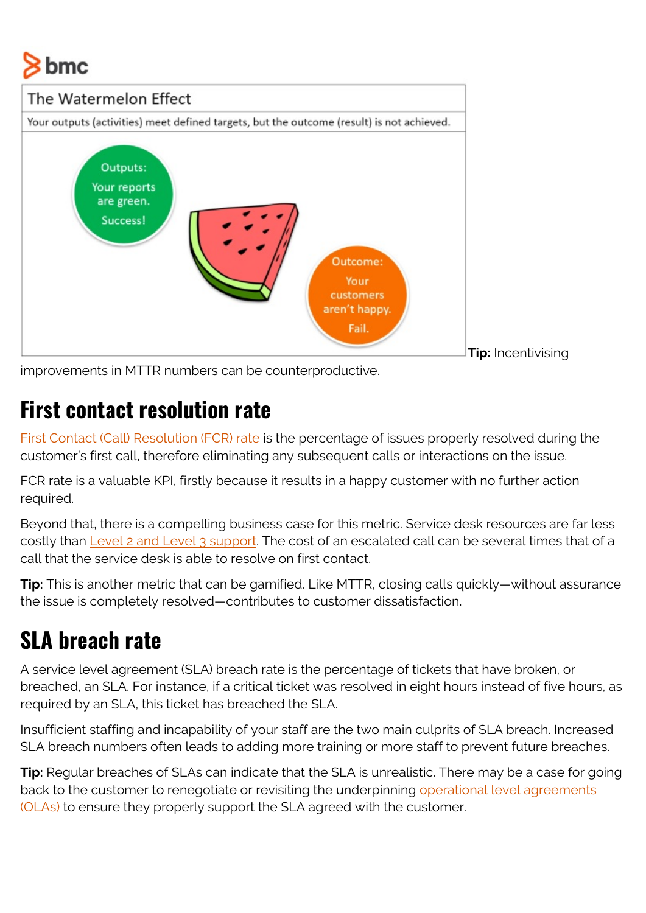The Watermelon Effect

Your outputs (activities) meet defined targets, but the outcome (result) is not achieved.

Outputs: Your reports are green. Success!

Outcome: Your customers aren't happy. Fail.

**Tip:** Incentivising improvements in MTTR numbers can be counterproductive.

## First contact resolution rate

First Contact (Call) Resolution (FCR) rate is the percentage of issues properly resolved during the customer's first call, therefore eliminating any subsequent calls or interactions on the issue.

FCR rate is a valuable KPI, firstly because it results in a happy customer with no further action required.

Beyond that, there is a compelling business case for this metric. Service desk resources are far less costly than Level 2 and Level 3 support. The cost of an escalated call can be several times that of a call that the service desk is able to resolve on first contact.

**Tip:** This is another metric that can be gamified. Like MTTR, closing calls quickly—without assurance the issue is completely resolved—contributes to customer dissatisfaction.

## SLA breach rate

A service level agreement (SLA) breach rate is the percentage of tickets that have broken, or breached, an SLA. For instance, if a critical ticket was resolved in eight hours instead of five hours, as required by an SLA, this ticket has breached the SLA.

Insufficient staffing and incapability of your staff are the two main culprits of SLA breach. Increased SLA breach numbers often leads to adding more training or more staff to prevent future breaches.

**Tip:** Regular breaches of SLAs can indicate that the SLA is unrealistic. There may be a case for going back to the customer to renegotiate or revisiting the underpinning operational level agreements (OLAs) to ensure they properly support the SLA agreed with the customer.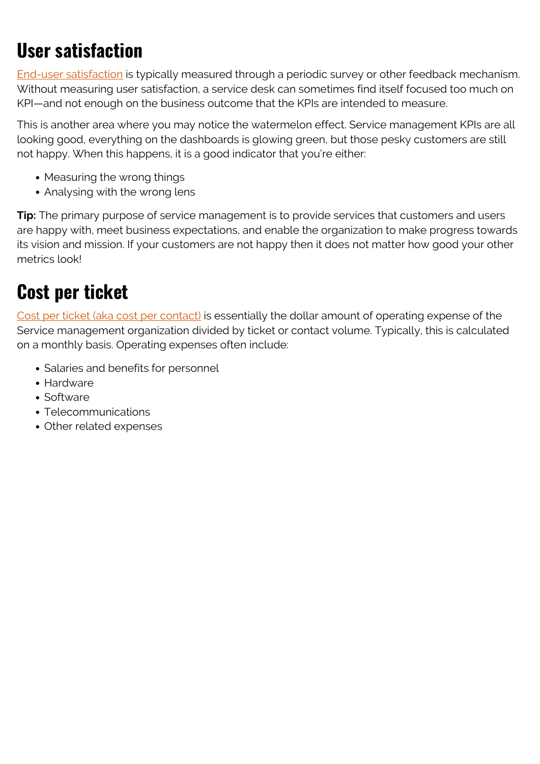## User satisfaction

End-user satisfaction is typically measured through a periodic survey or other feedback mechanism. Without measuring user satisfaction, a service desk can sometimes find itself focused too much on KPI—and not enough on the business outcome that the KPIs are intended to measure.

This is another area where you may notice the watermelon effect. Service management KPIs are all looking good, everything on the dashboards is glowing green, but those pesky customers are still not happy. When this happens, it is a good indicator that you're either:

- Measuring the wrong things
- Analysing with the wrong lens

**Tip:** The primary purpose of service management is to provide services that customers and users are happy with, meet business expectations, and enable the organization to make progress towards its vision and mission. If your customers are not happy then it does not matter how good your other metrics look!

## Cost per ticket

Cost per ticket (aka cost per contact) is essentially the dollar amount of operating expense of the Service management organization divided by ticket or contact volume. Typically, this is calculated on a monthly basis. Operating expenses often include:

- Salaries and benefits for personnel
- Hardware
- Software
- Telecommunications
- Other related expenses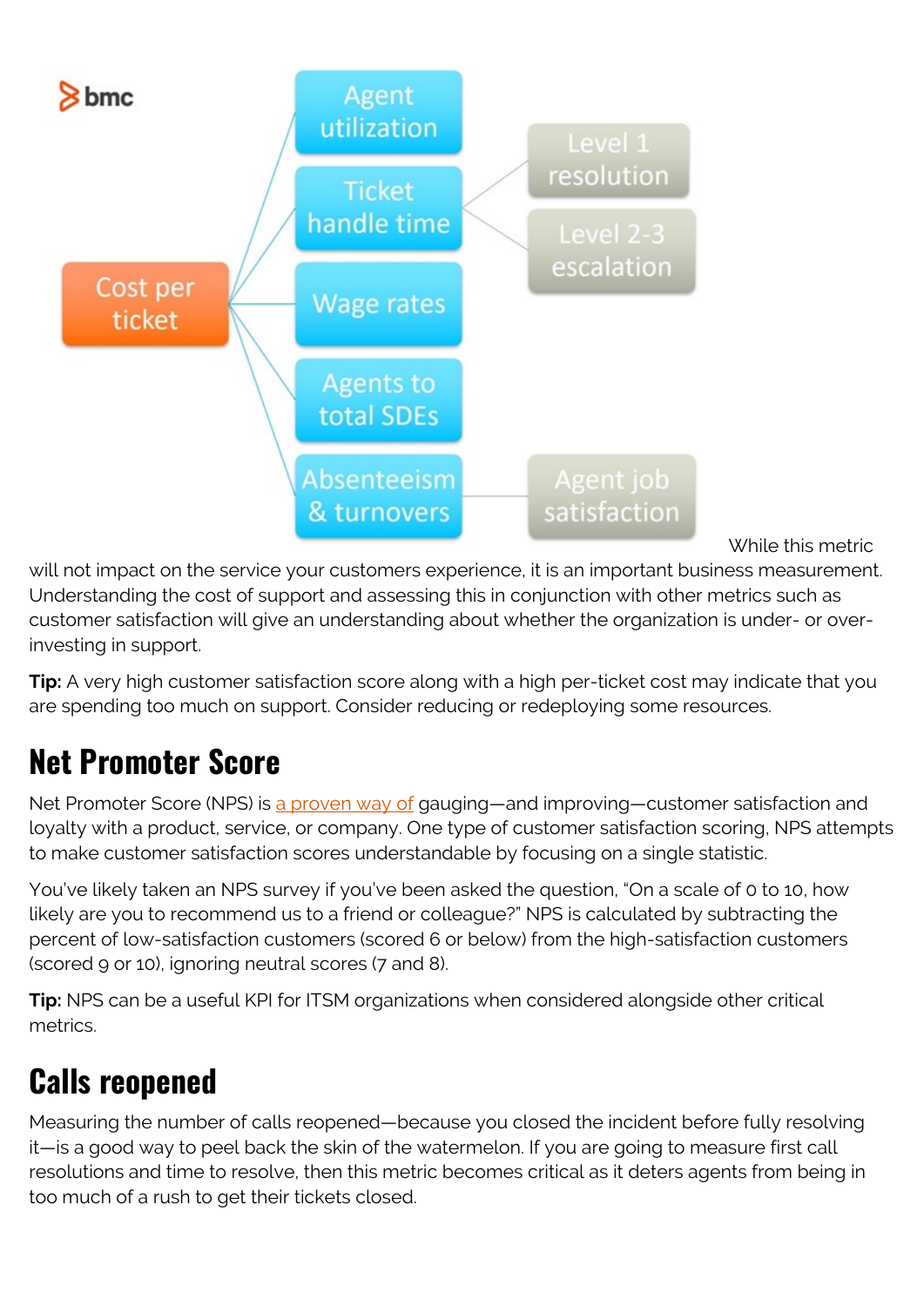While this metric will not impact on the service your customers experience, it is an important business measurement. Understanding the cost of support and assessing this in conjunction with other metrics such as customer satisfaction will give an understanding about whether the organization is under- or over-investing in support.

**Tip:** A very high customer satisfaction score along with a high per-ticket cost may indicate that you are spending too much on support. Consider reducing or redeploying some resources.

## Net Promoter Score

Net Promoter Score (NPS) is a proven way of gauging—and improving—customer satisfaction and loyalty with a product, service, or company. One type of customer satisfaction scoring, NPS attempts to make customer satisfaction scores understandable by focusing on a single statistic.

You've likely taken an NPS survey if you've been asked the question, "On a scale of 0 to 10, how likely are you to recommend us to a friend or colleague?" NPS is calculated by subtracting the percent of low-satisfaction customers (scored 6 or below) from the high-satisfaction customers (scored 9 or 10), ignoring neutral scores (7 and 8).

**Tip:** NPS can be a useful KPI for ITSM organizations when considered alongside other critical metrics.

## Calls reopened

Measuring the number of calls reopened—because you closed the incident before fully resolving it—is a good way to peel back the skin of the watermelon. If you are going to measure first call resolutions and time to resolve, then this metric becomes critical as it deters agents from being in too much of a rush to get their tickets closed.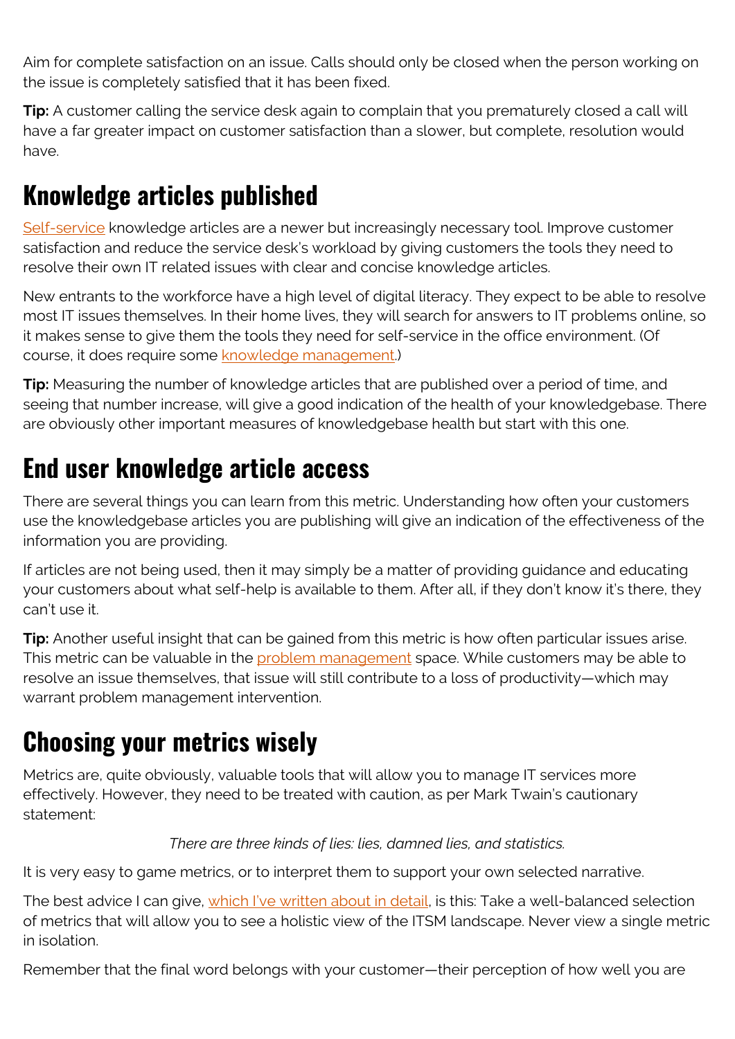Aim for complete satisfaction on an issue. Calls should only be closed when the person working on the issue is completely satisfied that it has been fixed.

**Tip:** A customer calling the service desk again to complain that you prematurely closed a call will have a far greater impact on customer satisfaction than a slower, but complete, resolution would have.

## Knowledge articles published

Self-service knowledge articles are a newer but increasingly necessary tool. Improve customer satisfaction and reduce the service desk's workload by giving customers the tools they need to resolve their own IT related issues with clear and concise knowledge articles.

New entrants to the workforce have a high level of digital literacy. They expect to be able to resolve most IT issues themselves. In their home lives, they will search for answers to IT problems online, so it makes sense to give them the tools they need for self-service in the office environment. (Of course, it does require some knowledge management.)

**Tip:** Measuring the number of knowledge articles that are published over a period of time, and seeing that number increase, will give a good indication of the health of your knowledgebase. There are obviously other important measures of knowledgebase health but start with this one.

## End user knowledge article access

There are several things you can learn from this metric. Understanding how often your customers use the knowledgebase articles you are publishing will give an indication of the effectiveness of the information you are providing.

If articles are not being used, then it may simply be a matter of providing guidance and educating your customers about what self-help is available to them. After all, if they don't know it's there, they can't use it.

**Tip:** Another useful insight that can be gained from this metric is how often particular issues arise. This metric can be valuable in the problem management space. While customers may be able to resolve an issue themselves, that issue will still contribute to a loss of productivity—which may warrant problem management intervention.

## Choosing your metrics wisely

Metrics are, quite obviously, valuable tools that will allow you to manage IT services more effectively. However, they need to be treated with caution, as per Mark Twain's cautionary statement:

*There are three kinds of lies: lies, damned lies, and statistics.*

It is very easy to game metrics, or to interpret them to support your own selected narrative.

The best advice I can give, which I've written about in detail, is this: Take a well-balanced selection of metrics that will allow you to see a holistic view of the ITSM landscape. Never view a single metric in isolation.

Remember that the final word belongs with your customer—their perception of how well you are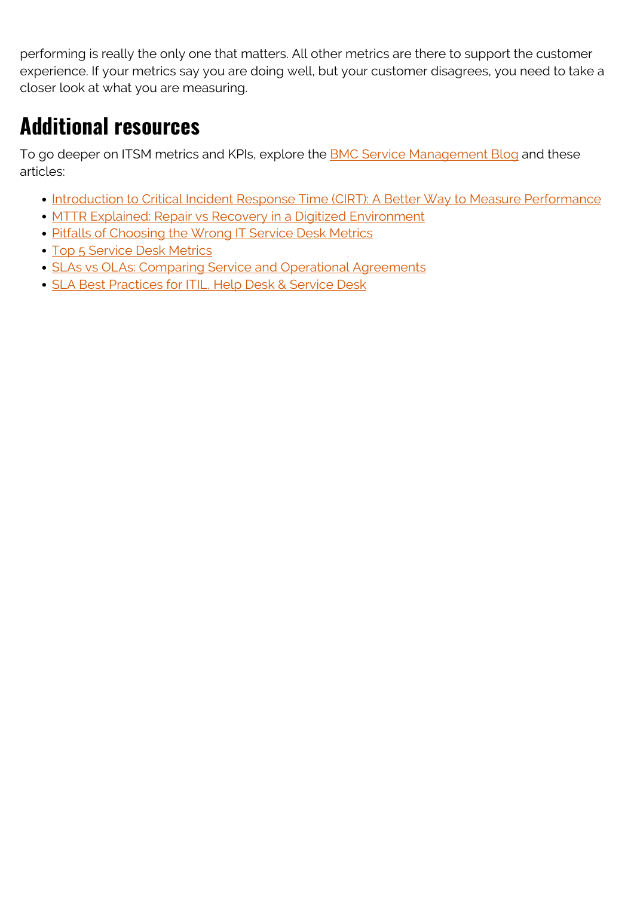performing is really the only one that matters. All other metrics are there to support the customer experience. If your metrics say you are doing well, but your customer disagrees, you need to take a closer look at what you are measuring.

## Additional resources

To go deeper on ITSM metrics and KPIs, explore the BMC Service Management Blog and these articles:

- Introduction to Critical Incident Response Time (CIRT): A Better Way to Measure Performance
- MTTR Explained: Repair vs Recovery in a Digitized Environment
- Pitfalls of Choosing the Wrong IT Service Desk Metrics
- Top 5 Service Desk Metrics
- SLAs vs OLAs: Comparing Service and Operational Agreements
- SLA Best Practices for ITIL, Help Desk & Service Desk